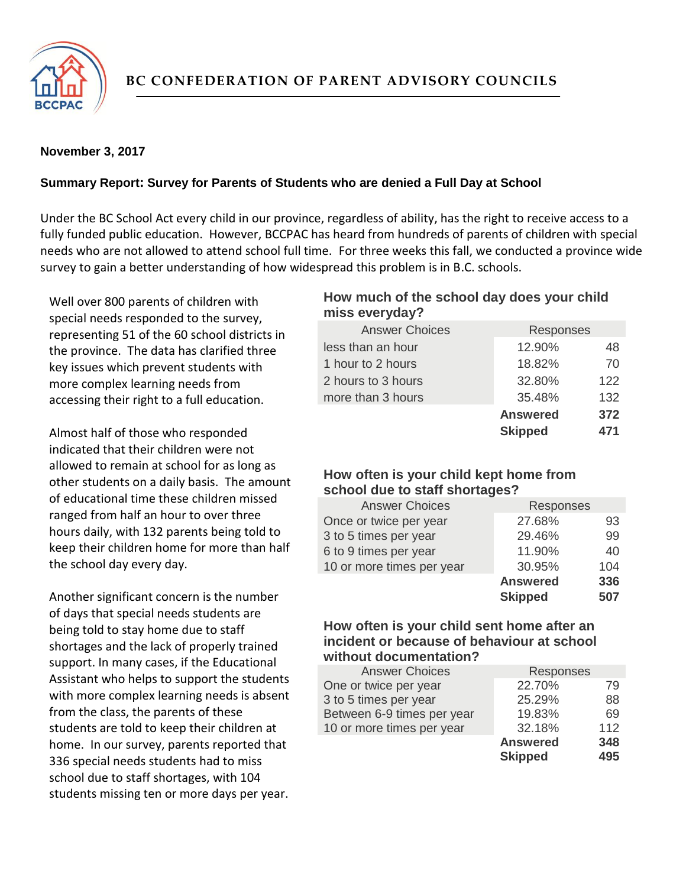# BC CONFEDERATION OF PARENT ADVISORY COUNCILS

**November 3, 2017**

**Summary Report: Survey for Parents of Students who are denied a Full Day at School**

Under the BC School Act every child in our province, regardless of ability, has the right to receive access to a fully funded public education. However, BCCPAC has heard from hundreds of parents of children with special needs who are not allowed to attend school full time. For three weeks this fall, we conducted a province wide survey to gain a better understanding of how widespread this problem is in B.C. schools.

Well over 800 parents of children with special needs responded to the survey, representing 51 of the 60 school districts in the province. The data has clarified three key issues which prevent students with more complex learning needs from accessing their right to a full education.

Almost half of those who responded indicated that their children were not allowed to remain at school for as long as other students on a daily basis. The amount of educational time these children missed ranged from half an hour to over three hours daily, with 132 parents being told to keep their children home for more than half the school day every day.

Another significant concern is the number of days that special needs students are being told to stay home due to staff shortages and the lack of properly trained support. In many cases, if the Educational Assistant who helps to support the students with more complex learning needs is absent from the class, the parents of these students are told to keep their children at home. In our survey, parents reported that 336 special needs students had to miss school due to staff shortages, with 104 students missing ten or more days per year.

### How much of the school day does your child miss everyday?

| Answer Choices | Responses | |
|---|---|---|
| less than an hour | 12.90% | 48 |
| 1 hour to 2 hours | 18.82% | 70 |
| 2 hours to 3 hours | 32.80% | 122 |
| more than 3 hours | 35.48% | 132 |
| | **Answered** | **372** |
| | **Skipped** | **471** |

### How often is your child kept home from school due to staff shortages?

| Answer Choices | Responses | |
|---|---|---|
| Once or twice per year | 27.68% | 93 |
| 3 to 5 times per year | 29.46% | 99 |
| 6 to 9 times per year | 11.90% | 40 |
| 10 or more times per year | 30.95% | 104 |
| | **Answered** | **336** |
| | **Skipped** | **507** |

### How often is your child sent home after an incident or because of behaviour at school without documentation?

| Answer Choices | Responses | |
|---|---|---|
| One or twice per year | 22.70% | 79 |
| 3 to 5 times per year | 25.29% | 88 |
| Between 6-9 times per year | 19.83% | 69 |
| 10 or more times per year | 32.18% | 112 |
| | **Answered** | **348** |
| | **Skipped** | **495** |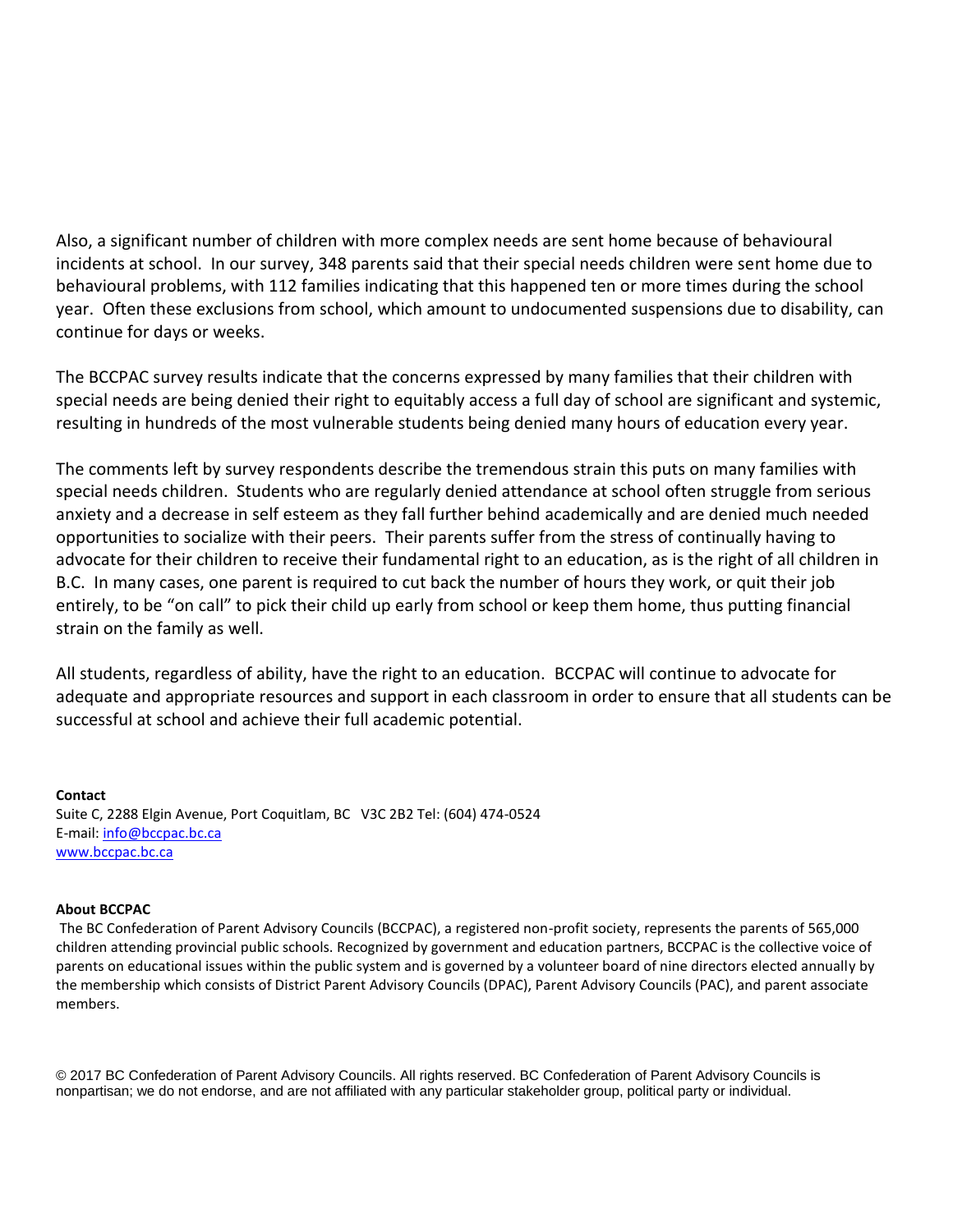Also, a significant number of children with more complex needs are sent home because of behavioural incidents at school. In our survey, 348 parents said that their special needs children were sent home due to behavioural problems, with 112 families indicating that this happened ten or more times during the school year. Often these exclusions from school, which amount to undocumented suspensions due to disability, can continue for days or weeks.

The BCCPAC survey results indicate that the concerns expressed by many families that their children with special needs are being denied their right to equitably access a full day of school are significant and systemic, resulting in hundreds of the most vulnerable students being denied many hours of education every year.

The comments left by survey respondents describe the tremendous strain this puts on many families with special needs children. Students who are regularly denied attendance at school often struggle from serious anxiety and a decrease in self esteem as they fall further behind academically and are denied much needed opportunities to socialize with their peers. Their parents suffer from the stress of continually having to advocate for their children to receive their fundamental right to an education, as is the right of all children in B.C. In many cases, one parent is required to cut back the number of hours they work, or quit their job entirely, to be "on call" to pick their child up early from school or keep them home, thus putting financial strain on the family as well.

All students, regardless of ability, have the right to an education. BCCPAC will continue to advocate for adequate and appropriate resources and support in each classroom in order to ensure that all students can be successful at school and achieve their full academic potential.

**Contact**
Suite C, 2288 Elgin Avenue, Port Coquitlam, BC V3C 2B2 Tel: (604) 474-0524
E-mail: info@bccpac.bc.ca
www.bccpac.bc.ca

**About BCCPAC**
The BC Confederation of Parent Advisory Councils (BCCPAC), a registered non-profit society, represents the parents of 565,000 children attending provincial public schools. Recognized by government and education partners, BCCPAC is the collective voice of parents on educational issues within the public system and is governed by a volunteer board of nine directors elected annually by the membership which consists of District Parent Advisory Councils (DPAC), Parent Advisory Councils (PAC), and parent associate members.

© 2017 BC Confederation of Parent Advisory Councils. All rights reserved. BC Confederation of Parent Advisory Councils is nonpartisan; we do not endorse, and are not affiliated with any particular stakeholder group, political party or individual.